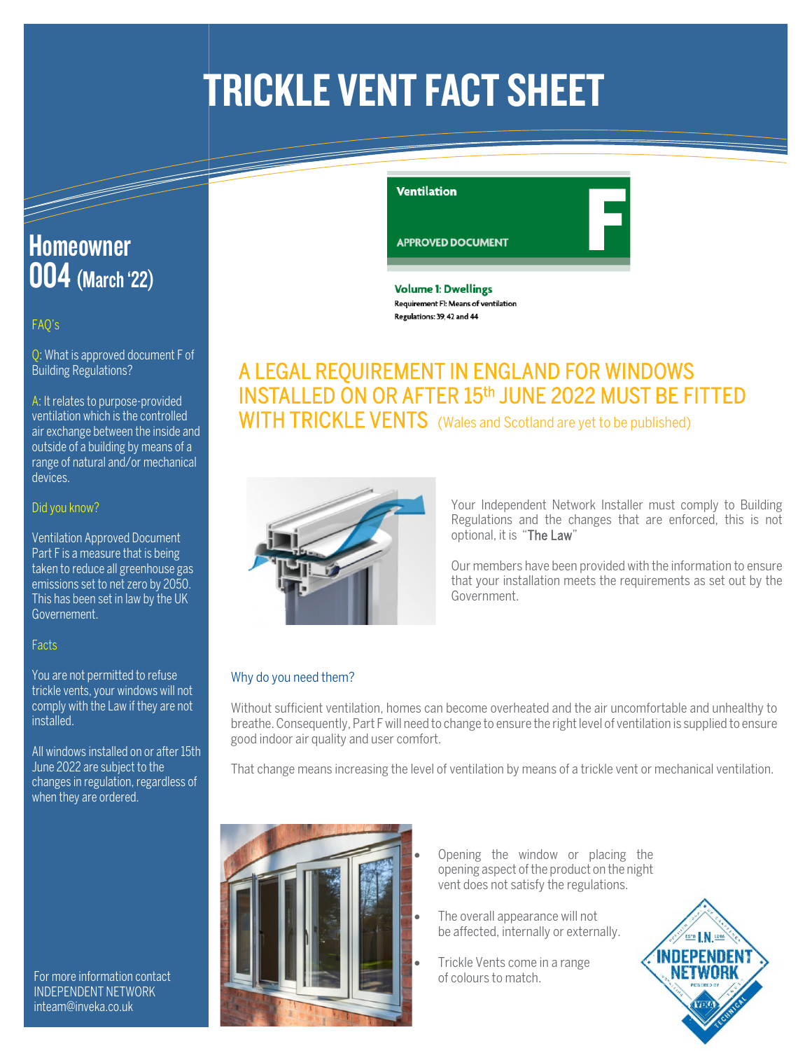# TRICKLE VENT FACT SHEET

## Homeowner 004 (March '22)

### FAQ's

Q: What is approved document F of Building Regulations?

A: It relates to purpose-provided ventilation which is the controlled air exchange between the inside and outside of a building by means of a range of natural and/or mechanical devices.

### Did you know?

Ventilation Approved Document Part F is a measure that is being taken to reduce all greenhouse gas emissions set to net zero by 2050. This has been set in law by the UK Governement.

### Facts

You are not permitted to refuse trickle vents, your windows will not comply with the Law if they are not installed.

All windows installed on or after 15th June 2022 are subject to the changes in regulation, regardless of when they are ordered.

For more information contact INDEPENDENT NETWORK inteam@inveka.co.uk

---

**Ventilation**

**APPROVED DOCUMENT**

**F**

**Volume 1: Dwellings**

**Requirement F1: Means of ventilation**

**Regulations: 39, 42 and 44**

## A LEGAL REQUIREMENT IN ENGLAND FOR WINDOWS INSTALLED ON OR AFTER 15th JUNE 2022 MUST BE FITTED WITH TRICKLE VENTS (Wales and Scotland are yet to be published)

Your Independent Network Installer must comply to Building Regulations and the changes that are enforced, this is not optional, it is "**The Law**"

Our members have been provided with the information to ensure that your installation meets the requirements as set out by the Government.

### Why do you need them?

Without sufficient ventilation, homes can become overheated and the air uncomfortable and unhealthy to breathe. Consequently, Part F will need to change to ensure the right level of ventilation is supplied to ensure good indoor air quality and user comfort.

That change means increasing the level of ventilation by means of a trickle vent or mechanical ventilation.

- Opening the window or placing the opening aspect of the product on the night vent does not satisfy the regulations.
- The overall appearance will not be affected, internally or externally.
- Trickle Vents come in a range of colours to match.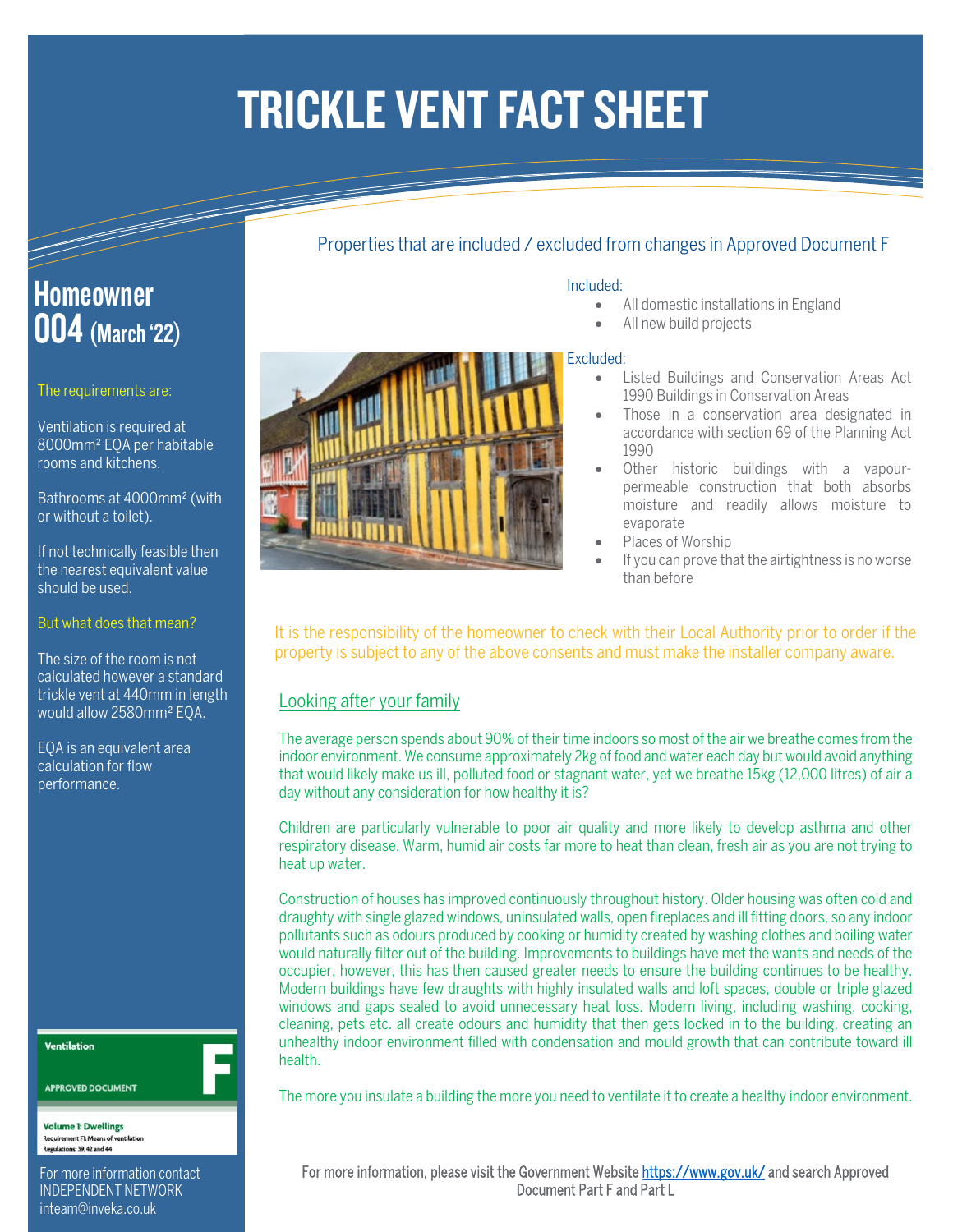# TRICKLE VENT FACT SHEET

## Homeowner 004 (March '22)

The requirements are:

Ventilation is required at 8000mm² EQA per habitable rooms and kitchens.

Bathrooms at 4000mm² (with or without a toilet).

If not technically feasible then the nearest equivalent value should be used.

But what does that mean?

The size of the room is not calculated however a standard trickle vent at 440mm in length would allow 2580mm² EQA.

EQA is an equivalent area calculation for flow performance.

Ventilation

APPROVED DOCUMENT

F

Volume 1: Dwellings

Requirement F1: Means of ventilation

Regulations: 39, 42 and 44

For more information contact
INDEPENDENT NETWORK
inteam@inveka.co.uk

### Properties that are included / excluded from changes in Approved Document F

Included:

- All domestic installations in England
- All new build projects

Excluded:

- Listed Buildings and Conservation Areas Act 1990 Buildings in Conservation Areas
- Those in a conservation area designated in accordance with section 69 of the Planning Act 1990
- Other historic buildings with a vapour-permeable construction that both absorbs moisture and readily allows moisture to evaporate
- Places of Worship
- If you can prove that the airtightness is no worse than before

It is the responsibility of the homeowner to check with their Local Authority prior to order if the property is subject to any of the above consents and must make the installer company aware.

### Looking after your family

The average person spends about 90% of their time indoors so most of the air we breathe comes from the indoor environment. We consume approximately 2kg of food and water each day but would avoid anything that would likely make us ill, polluted food or stagnant water, yet we breathe 15kg (12,000 litres) of air a day without any consideration for how healthy it is?

Children are particularly vulnerable to poor air quality and more likely to develop asthma and other respiratory disease. Warm, humid air costs far more to heat than clean, fresh air as you are not trying to heat up water.

Construction of houses has improved continuously throughout history. Older housing was often cold and draughty with single glazed windows, uninsulated walls, open fireplaces and ill fitting doors, so any indoor pollutants such as odours produced by cooking or humidity created by washing clothes and boiling water would naturally filter out of the building. Improvements to buildings have met the wants and needs of the occupier, however, this has then caused greater needs to ensure the building continues to be healthy. Modern buildings have few draughts with highly insulated walls and loft spaces, double or triple glazed windows and gaps sealed to avoid unnecessary heat loss. Modern living, including washing, cooking, cleaning, pets etc. all create odours and humidity that then gets locked in to the building, creating an unhealthy indoor environment filled with condensation and mould growth that can contribute toward ill health.

The more you insulate a building the more you need to ventilate it to create a healthy indoor environment.

For more information, please visit the Government Website https://www.gov.uk/ and search Approved Document Part F and Part L